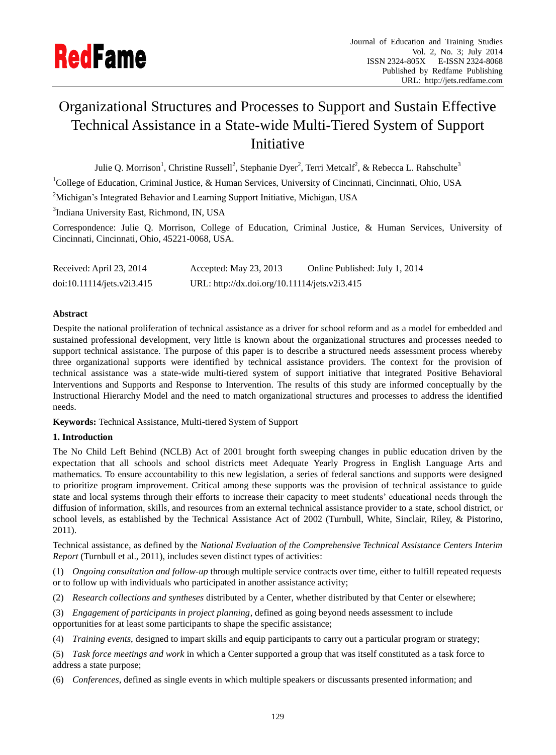# Organizational Structures and Processes to Support and Sustain Effective Technical Assistance in a State-wide Multi-Tiered System of Support Initiative

Julie Q. Morrison[1], Christine Russell[2], Stephanie Dyer[2], Terri Metcalf[2], & Rebecca L. Rahschulte[3]

[1]College of Education, Criminal Justice, & Human Services, University of Cincinnati, Cincinnati, Ohio, USA

[2]Michigan's Integrated Behavior and Learning Support Initiative, Michigan, USA

[3]Indiana University East, Richmond, IN, USA

Correspondence: Julie Q. Morrison, College of Education, Criminal Justice, & Human Services, University of Cincinnati, Cincinnati, Ohio, 45221-0068, USA.

Received: April 23, 2014 Accepted: May 23, 2013 Online Published: July 1, 2014

doi:10.11114/jets.v2i3.415 URL: http://dx.doi.org/10.11114/jets.v2i3.415

## Abstract

Despite the national proliferation of technical assistance as a driver for school reform and as a model for embedded and sustained professional development, very little is known about the organizational structures and processes needed to support technical assistance. The purpose of this paper is to describe a structured needs assessment process whereby three organizational supports were identified by technical assistance providers. The context for the provision of technical assistance was a state-wide multi-tiered system of support initiative that integrated Positive Behavioral Interventions and Supports and Response to Intervention. The results of this study are informed conceptually by the Instructional Hierarchy Model and the need to match organizational structures and processes to address the identified needs.

**Keywords:** Technical Assistance, Multi-tiered System of Support

## 1. Introduction

The No Child Left Behind (NCLB) Act of 2001 brought forth sweeping changes in public education driven by the expectation that all schools and school districts meet Adequate Yearly Progress in English Language Arts and mathematics. To ensure accountability to this new legislation, a series of federal sanctions and supports were designed to prioritize program improvement. Critical among these supports was the provision of technical assistance to guide state and local systems through their efforts to increase their capacity to meet students' educational needs through the diffusion of information, skills, and resources from an external technical assistance provider to a state, school district, or school levels, as established by the Technical Assistance Act of 2002 (Turnbull, White, Sinclair, Riley, & Pistorino, 2011).

Technical assistance, as defined by the *National Evaluation of the Comprehensive Technical Assistance Centers Interim Report* (Turnbull et al., 2011), includes seven distinct types of activities:

(1) *Ongoing consultation and follow-up* through multiple service contracts over time, either to fulfill repeated requests or to follow up with individuals who participated in another assistance activity;

(2) *Research collections and syntheses* distributed by a Center, whether distributed by that Center or elsewhere;

(3) *Engagement of participants in project planning*, defined as going beyond needs assessment to include opportunities for at least some participants to shape the specific assistance;

(4) *Training events*, designed to impart skills and equip participants to carry out a particular program or strategy;

(5) *Task force meetings and work* in which a Center supported a group that was itself constituted as a task force to address a state purpose;

(6) *Conferences*, defined as single events in which multiple speakers or discussants presented information; and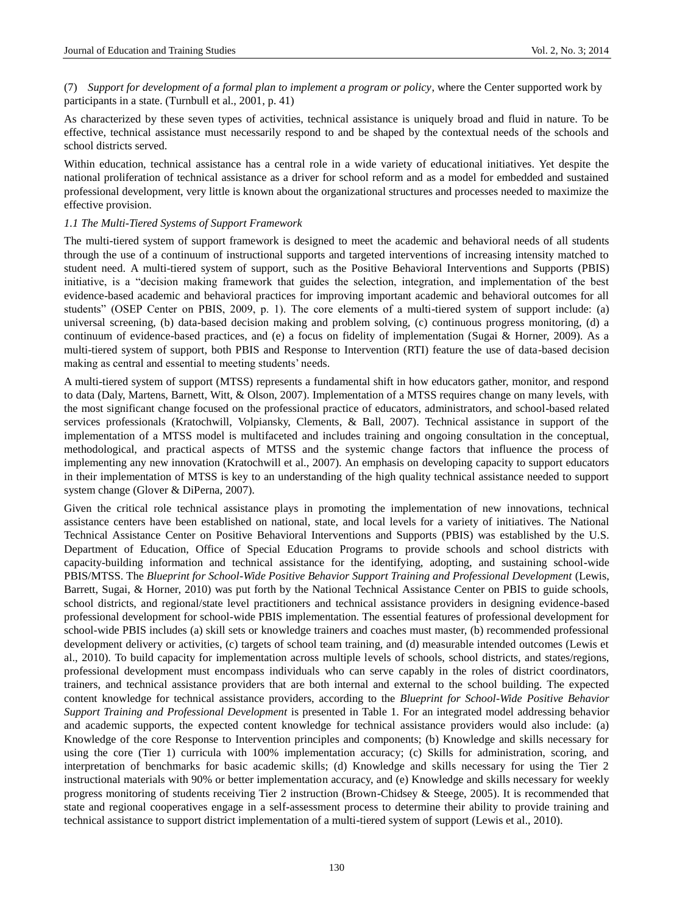(7) *Support for development of a formal plan to implement a program or policy*, where the Center supported work by participants in a state. (Turnbull et al., 2001, p. 41)

As characterized by these seven types of activities, technical assistance is uniquely broad and fluid in nature. To be effective, technical assistance must necessarily respond to and be shaped by the contextual needs of the schools and school districts served.

Within education, technical assistance has a central role in a wide variety of educational initiatives. Yet despite the national proliferation of technical assistance as a driver for school reform and as a model for embedded and sustained professional development, very little is known about the organizational structures and processes needed to maximize the effective provision.

### *1.1 The Multi-Tiered Systems of Support Framework*

The multi-tiered system of support framework is designed to meet the academic and behavioral needs of all students through the use of a continuum of instructional supports and targeted interventions of increasing intensity matched to student need. A multi-tiered system of support, such as the Positive Behavioral Interventions and Supports (PBIS) initiative, is a "decision making framework that guides the selection, integration, and implementation of the best evidence-based academic and behavioral practices for improving important academic and behavioral outcomes for all students" (OSEP Center on PBIS, 2009, p. 1). The core elements of a multi-tiered system of support include: (a) universal screening, (b) data-based decision making and problem solving, (c) continuous progress monitoring, (d) a continuum of evidence-based practices, and (e) a focus on fidelity of implementation (Sugai & Horner, 2009). As a multi-tiered system of support, both PBIS and Response to Intervention (RTI) feature the use of data-based decision making as central and essential to meeting students' needs.

A multi-tiered system of support (MTSS) represents a fundamental shift in how educators gather, monitor, and respond to data (Daly, Martens, Barnett, Witt, & Olson, 2007). Implementation of a MTSS requires change on many levels, with the most significant change focused on the professional practice of educators, administrators, and school-based related services professionals (Kratochwill, Volpiansky, Clements, & Ball, 2007). Technical assistance in support of the implementation of a MTSS model is multifaceted and includes training and ongoing consultation in the conceptual, methodological, and practical aspects of MTSS and the systemic change factors that influence the process of implementing any new innovation (Kratochwill et al., 2007). An emphasis on developing capacity to support educators in their implementation of MTSS is key to an understanding of the high quality technical assistance needed to support system change (Glover & DiPerna, 2007).

Given the critical role technical assistance plays in promoting the implementation of new innovations, technical assistance centers have been established on national, state, and local levels for a variety of initiatives. The National Technical Assistance Center on Positive Behavioral Interventions and Supports (PBIS) was established by the U.S. Department of Education, Office of Special Education Programs to provide schools and school districts with capacity-building information and technical assistance for the identifying, adopting, and sustaining school-wide PBIS/MTSS. The *Blueprint for School-Wide Positive Behavior Support Training and Professional Development* (Lewis, Barrett, Sugai, & Horner, 2010) was put forth by the National Technical Assistance Center on PBIS to guide schools, school districts, and regional/state level practitioners and technical assistance providers in designing evidence-based professional development for school-wide PBIS implementation. The essential features of professional development for school-wide PBIS includes (a) skill sets or knowledge trainers and coaches must master, (b) recommended professional development delivery or activities, (c) targets of school team training, and (d) measurable intended outcomes (Lewis et al., 2010). To build capacity for implementation across multiple levels of schools, school districts, and states/regions, professional development must encompass individuals who can serve capably in the roles of district coordinators, trainers, and technical assistance providers that are both internal and external to the school building. The expected content knowledge for technical assistance providers, according to the *Blueprint for School-Wide Positive Behavior Support Training and Professional Development* is presented in Table 1. For an integrated model addressing behavior and academic supports, the expected content knowledge for technical assistance providers would also include: (a) Knowledge of the core Response to Intervention principles and components; (b) Knowledge and skills necessary for using the core (Tier 1) curricula with 100% implementation accuracy; (c) Skills for administration, scoring, and interpretation of benchmarks for basic academic skills; (d) Knowledge and skills necessary for using the Tier 2 instructional materials with 90% or better implementation accuracy, and (e) Knowledge and skills necessary for weekly progress monitoring of students receiving Tier 2 instruction (Brown-Chidsey & Steege, 2005). It is recommended that state and regional cooperatives engage in a self-assessment process to determine their ability to provide training and technical assistance to support district implementation of a multi-tiered system of support (Lewis et al., 2010).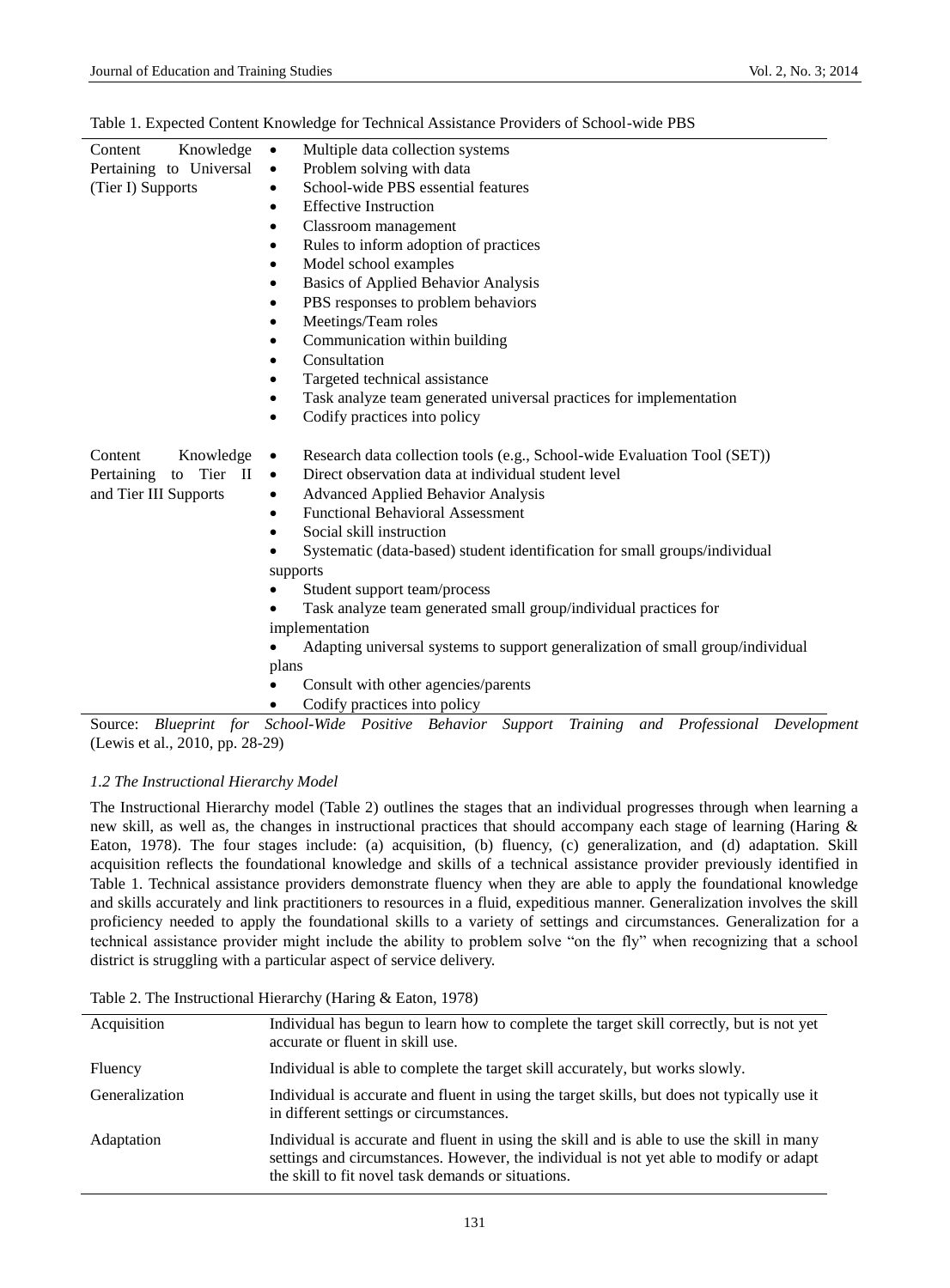Table 1. Expected Content Knowledge for Technical Assistance Providers of School-wide PBS

| | |
|---|---|
| Content Knowledge Pertaining to Universal (Tier I) Supports | • Multiple data collection systems<br>• Problem solving with data<br>• School-wide PBS essential features<br>• Effective Instruction<br>• Classroom management<br>• Rules to inform adoption of practices<br>• Model school examples<br>• Basics of Applied Behavior Analysis<br>• PBS responses to problem behaviors<br>• Meetings/Team roles<br>• Communication within building<br>• Consultation<br>• Targeted technical assistance<br>• Task analyze team generated universal practices for implementation<br>• Codify practices into policy |
| Content Knowledge Pertaining to Tier II and Tier III Supports | • Research data collection tools (e.g., School-wide Evaluation Tool (SET))<br>• Direct observation data at individual student level<br>• Advanced Applied Behavior Analysis<br>• Functional Behavioral Assessment<br>• Social skill instruction<br>• Systematic (data-based) student identification for small groups/individual supports<br>• Student support team/process<br>• Task analyze team generated small group/individual practices for implementation<br>• Adapting universal systems to support generalization of small group/individual plans<br>• Consult with other agencies/parents<br>• Codify practices into policy |

Source: *Blueprint for School-Wide Positive Behavior Support Training and Professional Development* (Lewis et al., 2010, pp. 28-29)

### *1.2 The Instructional Hierarchy Model*

The Instructional Hierarchy model (Table 2) outlines the stages that an individual progresses through when learning a new skill, as well as, the changes in instructional practices that should accompany each stage of learning (Haring & Eaton, 1978). The four stages include: (a) acquisition, (b) fluency, (c) generalization, and (d) adaptation. Skill acquisition reflects the foundational knowledge and skills of a technical assistance provider previously identified in Table 1. Technical assistance providers demonstrate fluency when they are able to apply the foundational knowledge and skills accurately and link practitioners to resources in a fluid, expeditious manner. Generalization involves the skill proficiency needed to apply the foundational skills to a variety of settings and circumstances. Generalization for a technical assistance provider might include the ability to problem solve "on the fly" when recognizing that a school district is struggling with a particular aspect of service delivery.

Table 2. The Instructional Hierarchy (Haring & Eaton, 1978)

| | |
|---|---|
| Acquisition | Individual has begun to learn how to complete the target skill correctly, but is not yet accurate or fluent in skill use. |
| Fluency | Individual is able to complete the target skill accurately, but works slowly. |
| Generalization | Individual is accurate and fluent in using the target skills, but does not typically use it in different settings or circumstances. |
| Adaptation | Individual is accurate and fluent in using the skill and is able to use the skill in many settings and circumstances. However, the individual is not yet able to modify or adapt the skill to fit novel task demands or situations. |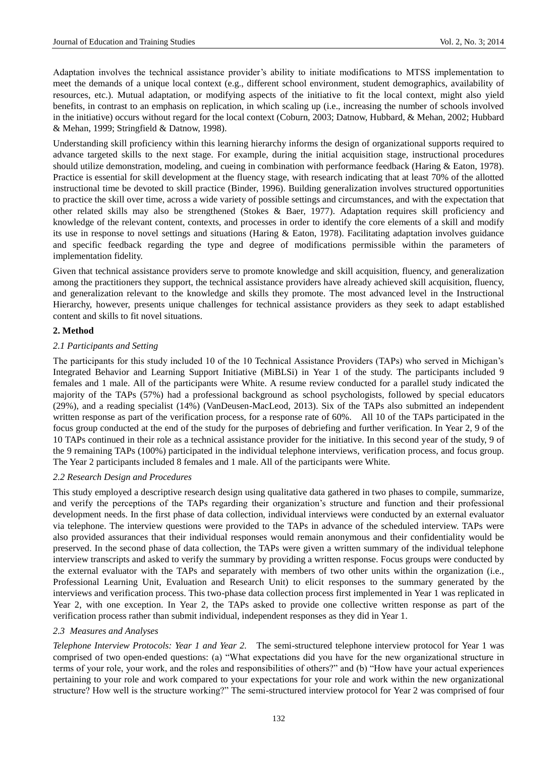Adaptation involves the technical assistance provider's ability to initiate modifications to MTSS implementation to meet the demands of a unique local context (e.g., different school environment, student demographics, availability of resources, etc.). Mutual adaptation, or modifying aspects of the initiative to fit the local context, might also yield benefits, in contrast to an emphasis on replication, in which scaling up (i.e., increasing the number of schools involved in the initiative) occurs without regard for the local context (Coburn, 2003; Datnow, Hubbard, & Mehan, 2002; Hubbard & Mehan, 1999; Stringfield & Datnow, 1998).

Understanding skill proficiency within this learning hierarchy informs the design of organizational supports required to advance targeted skills to the next stage. For example, during the initial acquisition stage, instructional procedures should utilize demonstration, modeling, and cueing in combination with performance feedback (Haring & Eaton, 1978). Practice is essential for skill development at the fluency stage, with research indicating that at least 70% of the allotted instructional time be devoted to skill practice (Binder, 1996). Building generalization involves structured opportunities to practice the skill over time, across a wide variety of possible settings and circumstances, and with the expectation that other related skills may also be strengthened (Stokes & Baer, 1977). Adaptation requires skill proficiency and knowledge of the relevant content, contexts, and processes in order to identify the core elements of a skill and modify its use in response to novel settings and situations (Haring & Eaton, 1978). Facilitating adaptation involves guidance and specific feedback regarding the type and degree of modifications permissible within the parameters of implementation fidelity.

Given that technical assistance providers serve to promote knowledge and skill acquisition, fluency, and generalization among the practitioners they support, the technical assistance providers have already achieved skill acquisition, fluency, and generalization relevant to the knowledge and skills they promote. The most advanced level in the Instructional Hierarchy, however, presents unique challenges for technical assistance providers as they seek to adapt established content and skills to fit novel situations.

## 2. Method

### *2.1 Participants and Setting*

The participants for this study included 10 of the 10 Technical Assistance Providers (TAPs) who served in Michigan's Integrated Behavior and Learning Support Initiative (MiBLSi) in Year 1 of the study. The participants included 9 females and 1 male. All of the participants were White. A resume review conducted for a parallel study indicated the majority of the TAPs (57%) had a professional background as school psychologists, followed by special educators (29%), and a reading specialist (14%) (VanDeusen-MacLeod, 2013). Six of the TAPs also submitted an independent written response as part of the verification process, for a response rate of 60%. All 10 of the TAPs participated in the focus group conducted at the end of the study for the purposes of debriefing and further verification. In Year 2, 9 of the 10 TAPs continued in their role as a technical assistance provider for the initiative. In this second year of the study, 9 of the 9 remaining TAPs (100%) participated in the individual telephone interviews, verification process, and focus group. The Year 2 participants included 8 females and 1 male. All of the participants were White.

### *2.2 Research Design and Procedures*

This study employed a descriptive research design using qualitative data gathered in two phases to compile, summarize, and verify the perceptions of the TAPs regarding their organization's structure and function and their professional development needs. In the first phase of data collection, individual interviews were conducted by an external evaluator via telephone. The interview questions were provided to the TAPs in advance of the scheduled interview. TAPs were also provided assurances that their individual responses would remain anonymous and their confidentiality would be preserved. In the second phase of data collection, the TAPs were given a written summary of the individual telephone interview transcripts and asked to verify the summary by providing a written response. Focus groups were conducted by the external evaluator with the TAPs and separately with members of two other units within the organization (i.e., Professional Learning Unit, Evaluation and Research Unit) to elicit responses to the summary generated by the interviews and verification process. This two-phase data collection process first implemented in Year 1 was replicated in Year 2, with one exception. In Year 2, the TAPs asked to provide one collective written response as part of the verification process rather than submit individual, independent responses as they did in Year 1.

### *2.3 Measures and Analyses*

*Telephone Interview Protocols: Year 1 and Year 2.* The semi-structured telephone interview protocol for Year 1 was comprised of two open-ended questions: (a) "What expectations did you have for the new organizational structure in terms of your role, your work, and the roles and responsibilities of others?" and (b) "How have your actual experiences pertaining to your role and work compared to your expectations for your role and work within the new organizational structure? How well is the structure working?" The semi-structured interview protocol for Year 2 was comprised of four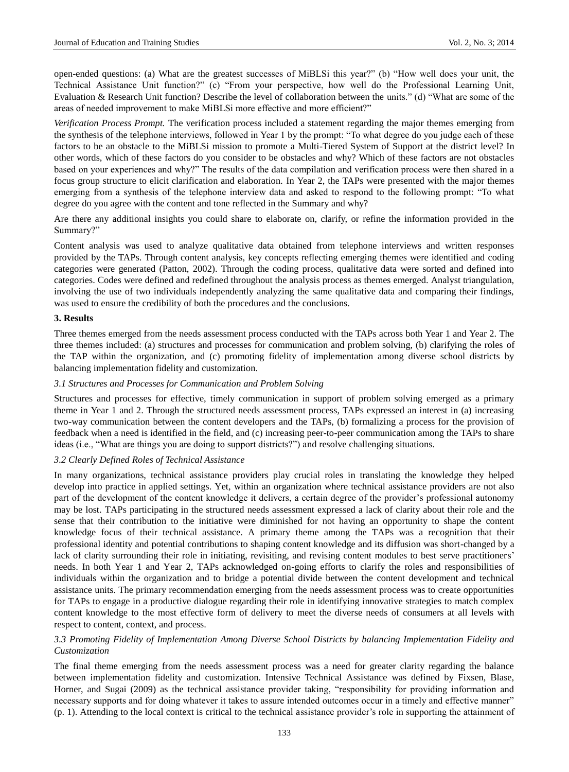open-ended questions: (a) What are the greatest successes of MiBLSi this year?" (b) "How well does your unit, the Technical Assistance Unit function?" (c) "From your perspective, how well do the Professional Learning Unit, Evaluation & Research Unit function? Describe the level of collaboration between the units." (d) "What are some of the areas of needed improvement to make MiBLSi more effective and more efficient?"

*Verification Process Prompt.* The verification process included a statement regarding the major themes emerging from the synthesis of the telephone interviews, followed in Year 1 by the prompt: "To what degree do you judge each of these factors to be an obstacle to the MiBLSi mission to promote a Multi-Tiered System of Support at the district level? In other words, which of these factors do you consider to be obstacles and why? Which of these factors are not obstacles based on your experiences and why?" The results of the data compilation and verification process were then shared in a focus group structure to elicit clarification and elaboration. In Year 2, the TAPs were presented with the major themes emerging from a synthesis of the telephone interview data and asked to respond to the following prompt: "To what degree do you agree with the content and tone reflected in the Summary and why?

Are there any additional insights you could share to elaborate on, clarify, or refine the information provided in the Summary?"

Content analysis was used to analyze qualitative data obtained from telephone interviews and written responses provided by the TAPs. Through content analysis, key concepts reflecting emerging themes were identified and coding categories were generated (Patton, 2002). Through the coding process, qualitative data were sorted and defined into categories. Codes were defined and redefined throughout the analysis process as themes emerged. Analyst triangulation, involving the use of two individuals independently analyzing the same qualitative data and comparing their findings, was used to ensure the credibility of both the procedures and the conclusions.

## 3. Results

Three themes emerged from the needs assessment process conducted with the TAPs across both Year 1 and Year 2. The three themes included: (a) structures and processes for communication and problem solving, (b) clarifying the roles of the TAP within the organization, and (c) promoting fidelity of implementation among diverse school districts by balancing implementation fidelity and customization.

### 3.1 Structures and Processes for Communication and Problem Solving

Structures and processes for effective, timely communication in support of problem solving emerged as a primary theme in Year 1 and 2. Through the structured needs assessment process, TAPs expressed an interest in (a) increasing two-way communication between the content developers and the TAPs, (b) formalizing a process for the provision of feedback when a need is identified in the field, and (c) increasing peer-to-peer communication among the TAPs to share ideas (i.e., "What are things you are doing to support districts?") and resolve challenging situations.

### 3.2 Clearly Defined Roles of Technical Assistance

In many organizations, technical assistance providers play crucial roles in translating the knowledge they helped develop into practice in applied settings. Yet, within an organization where technical assistance providers are not also part of the development of the content knowledge it delivers, a certain degree of the provider's professional autonomy may be lost. TAPs participating in the structured needs assessment expressed a lack of clarity about their role and the sense that their contribution to the initiative were diminished for not having an opportunity to shape the content knowledge focus of their technical assistance. A primary theme among the TAPs was a recognition that their professional identity and potential contributions to shaping content knowledge and its diffusion was short-changed by a lack of clarity surrounding their role in initiating, revisiting, and revising content modules to best serve practitioners' needs. In both Year 1 and Year 2, TAPs acknowledged on-going efforts to clarify the roles and responsibilities of individuals within the organization and to bridge a potential divide between the content development and technical assistance units. The primary recommendation emerging from the needs assessment process was to create opportunities for TAPs to engage in a productive dialogue regarding their role in identifying innovative strategies to match complex content knowledge to the most effective form of delivery to meet the diverse needs of consumers at all levels with respect to content, context, and process.

### 3.3 Promoting Fidelity of Implementation Among Diverse School Districts by balancing Implementation Fidelity and Customization

The final theme emerging from the needs assessment process was a need for greater clarity regarding the balance between implementation fidelity and customization. Intensive Technical Assistance was defined by Fixsen, Blase, Horner, and Sugai (2009) as the technical assistance provider taking, "responsibility for providing information and necessary supports and for doing whatever it takes to assure intended outcomes occur in a timely and effective manner" (p. 1). Attending to the local context is critical to the technical assistance provider's role in supporting the attainment of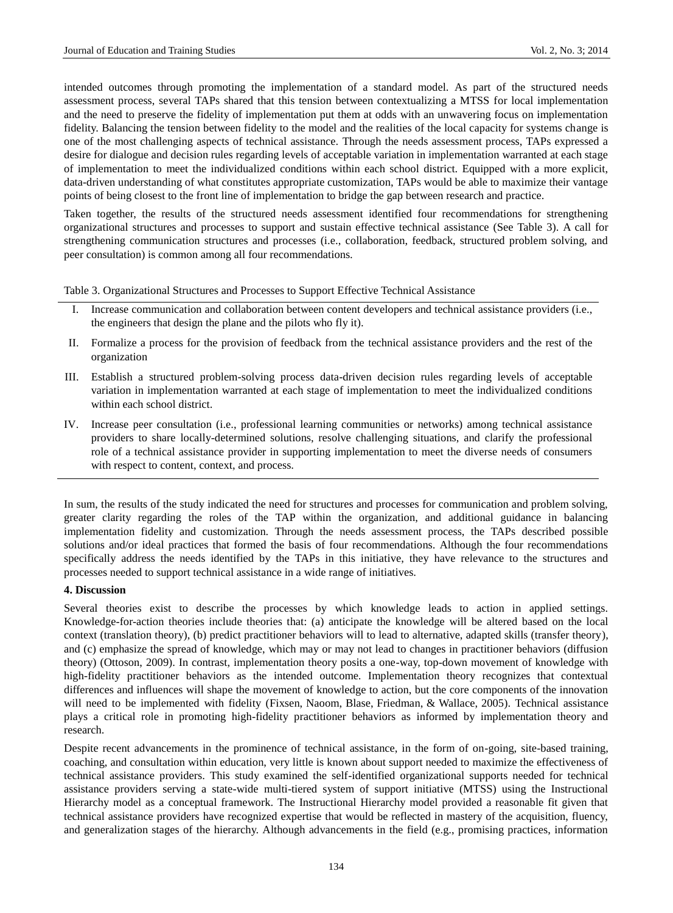intended outcomes through promoting the implementation of a standard model. As part of the structured needs assessment process, several TAPs shared that this tension between contextualizing a MTSS for local implementation and the need to preserve the fidelity of implementation put them at odds with an unwavering focus on implementation fidelity. Balancing the tension between fidelity to the model and the realities of the local capacity for systems change is one of the most challenging aspects of technical assistance. Through the needs assessment process, TAPs expressed a desire for dialogue and decision rules regarding levels of acceptable variation in implementation warranted at each stage of implementation to meet the individualized conditions within each school district. Equipped with a more explicit, data-driven understanding of what constitutes appropriate customization, TAPs would be able to maximize their vantage points of being closest to the front line of implementation to bridge the gap between research and practice.

Taken together, the results of the structured needs assessment identified four recommendations for strengthening organizational structures and processes to support and sustain effective technical assistance (See Table 3). A call for strengthening communication structures and processes (i.e., collaboration, feedback, structured problem solving, and peer consultation) is common among all four recommendations.

Table 3. Organizational Structures and Processes to Support Effective Technical Assistance

I. Increase communication and collaboration between content developers and technical assistance providers (i.e., the engineers that design the plane and the pilots who fly it).

II. Formalize a process for the provision of feedback from the technical assistance providers and the rest of the organization

III. Establish a structured problem-solving process data-driven decision rules regarding levels of acceptable variation in implementation warranted at each stage of implementation to meet the individualized conditions within each school district.

IV. Increase peer consultation (i.e., professional learning communities or networks) among technical assistance providers to share locally-determined solutions, resolve challenging situations, and clarify the professional role of a technical assistance provider in supporting implementation to meet the diverse needs of consumers with respect to content, context, and process.

In sum, the results of the study indicated the need for structures and processes for communication and problem solving, greater clarity regarding the roles of the TAP within the organization, and additional guidance in balancing implementation fidelity and customization. Through the needs assessment process, the TAPs described possible solutions and/or ideal practices that formed the basis of four recommendations. Although the four recommendations specifically address the needs identified by the TAPs in this initiative, they have relevance to the structures and processes needed to support technical assistance in a wide range of initiatives.

## 4. Discussion

Several theories exist to describe the processes by which knowledge leads to action in applied settings. Knowledge-for-action theories include theories that: (a) anticipate the knowledge will be altered based on the local context (translation theory), (b) predict practitioner behaviors will to lead to alternative, adapted skills (transfer theory), and (c) emphasize the spread of knowledge, which may or may not lead to changes in practitioner behaviors (diffusion theory) (Ottoson, 2009). In contrast, implementation theory posits a one-way, top-down movement of knowledge with high-fidelity practitioner behaviors as the intended outcome. Implementation theory recognizes that contextual differences and influences will shape the movement of knowledge to action, but the core components of the innovation will need to be implemented with fidelity (Fixsen, Naoom, Blase, Friedman, & Wallace, 2005). Technical assistance plays a critical role in promoting high-fidelity practitioner behaviors as informed by implementation theory and research.

Despite recent advancements in the prominence of technical assistance, in the form of on-going, site-based training, coaching, and consultation within education, very little is known about support needed to maximize the effectiveness of technical assistance providers. This study examined the self-identified organizational supports needed for technical assistance providers serving a state-wide multi-tiered system of support initiative (MTSS) using the Instructional Hierarchy model as a conceptual framework. The Instructional Hierarchy model provided a reasonable fit given that technical assistance providers have recognized expertise that would be reflected in mastery of the acquisition, fluency, and generalization stages of the hierarchy. Although advancements in the field (e.g., promising practices, information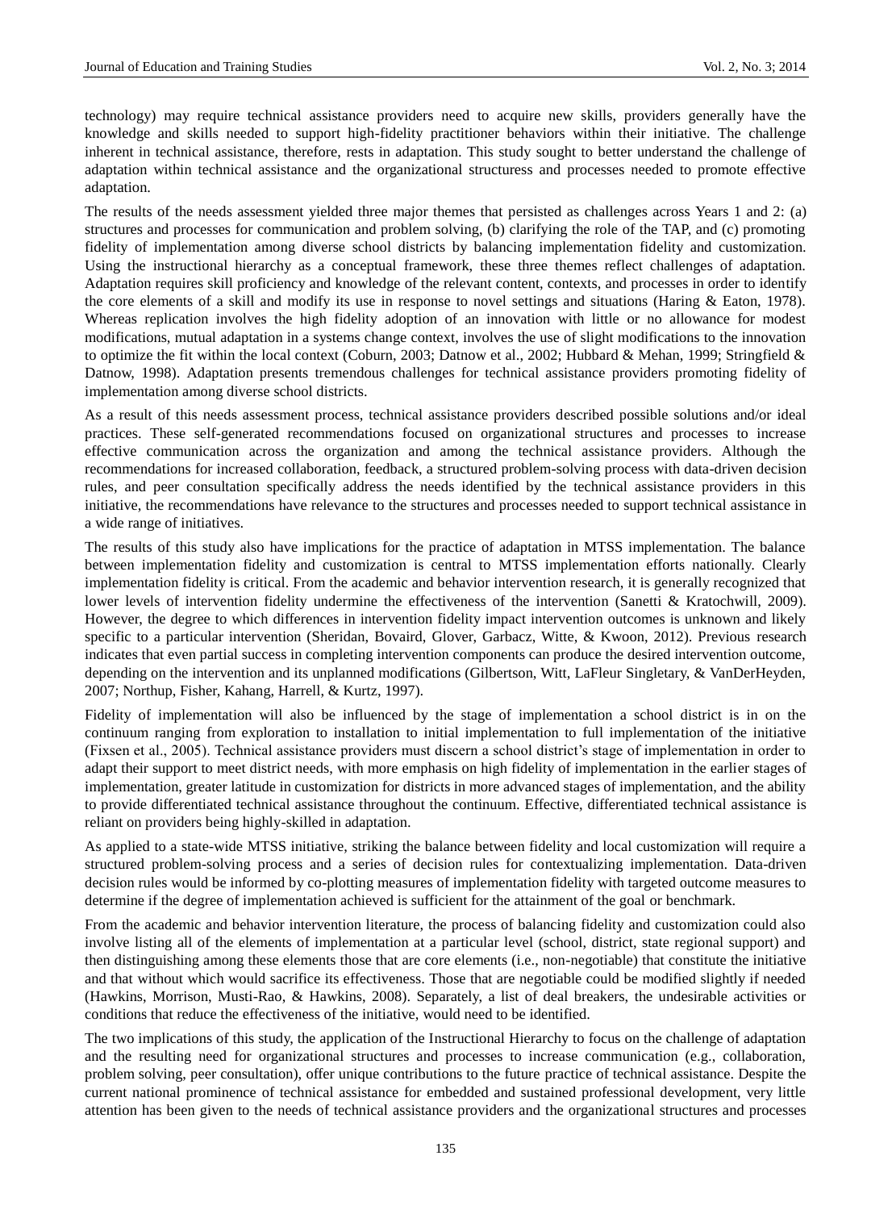technology) may require technical assistance providers need to acquire new skills, providers generally have the knowledge and skills needed to support high-fidelity practitioner behaviors within their initiative. The challenge inherent in technical assistance, therefore, rests in adaptation. This study sought to better understand the challenge of adaptation within technical assistance and the organizational structuress and processes needed to promote effective adaptation.

The results of the needs assessment yielded three major themes that persisted as challenges across Years 1 and 2: (a) structures and processes for communication and problem solving, (b) clarifying the role of the TAP, and (c) promoting fidelity of implementation among diverse school districts by balancing implementation fidelity and customization. Using the instructional hierarchy as a conceptual framework, these three themes reflect challenges of adaptation. Adaptation requires skill proficiency and knowledge of the relevant content, contexts, and processes in order to identify the core elements of a skill and modify its use in response to novel settings and situations (Haring & Eaton, 1978). Whereas replication involves the high fidelity adoption of an innovation with little or no allowance for modest modifications, mutual adaptation in a systems change context, involves the use of slight modifications to the innovation to optimize the fit within the local context (Coburn, 2003; Datnow et al., 2002; Hubbard & Mehan, 1999; Stringfield & Datnow, 1998). Adaptation presents tremendous challenges for technical assistance providers promoting fidelity of implementation among diverse school districts.

As a result of this needs assessment process, technical assistance providers described possible solutions and/or ideal practices. These self-generated recommendations focused on organizational structures and processes to increase effective communication across the organization and among the technical assistance providers. Although the recommendations for increased collaboration, feedback, a structured problem-solving process with data-driven decision rules, and peer consultation specifically address the needs identified by the technical assistance providers in this initiative, the recommendations have relevance to the structures and processes needed to support technical assistance in a wide range of initiatives.

The results of this study also have implications for the practice of adaptation in MTSS implementation. The balance between implementation fidelity and customization is central to MTSS implementation efforts nationally. Clearly implementation fidelity is critical. From the academic and behavior intervention research, it is generally recognized that lower levels of intervention fidelity undermine the effectiveness of the intervention (Sanetti & Kratochwill, 2009). However, the degree to which differences in intervention fidelity impact intervention outcomes is unknown and likely specific to a particular intervention (Sheridan, Bovaird, Glover, Garbacz, Witte, & Kwoon, 2012). Previous research indicates that even partial success in completing intervention components can produce the desired intervention outcome, depending on the intervention and its unplanned modifications (Gilbertson, Witt, LaFleur Singletary, & VanDerHeyden, 2007; Northup, Fisher, Kahang, Harrell, & Kurtz, 1997).

Fidelity of implementation will also be influenced by the stage of implementation a school district is in on the continuum ranging from exploration to installation to initial implementation to full implementation of the initiative (Fixsen et al., 2005). Technical assistance providers must discern a school district's stage of implementation in order to adapt their support to meet district needs, with more emphasis on high fidelity of implementation in the earlier stages of implementation, greater latitude in customization for districts in more advanced stages of implementation, and the ability to provide differentiated technical assistance throughout the continuum. Effective, differentiated technical assistance is reliant on providers being highly-skilled in adaptation.

As applied to a state-wide MTSS initiative, striking the balance between fidelity and local customization will require a structured problem-solving process and a series of decision rules for contextualizing implementation. Data-driven decision rules would be informed by co-plotting measures of implementation fidelity with targeted outcome measures to determine if the degree of implementation achieved is sufficient for the attainment of the goal or benchmark.

From the academic and behavior intervention literature, the process of balancing fidelity and customization could also involve listing all of the elements of implementation at a particular level (school, district, state regional support) and then distinguishing among these elements those that are core elements (i.e., non-negotiable) that constitute the initiative and that without which would sacrifice its effectiveness. Those that are negotiable could be modified slightly if needed (Hawkins, Morrison, Musti-Rao, & Hawkins, 2008). Separately, a list of deal breakers, the undesirable activities or conditions that reduce the effectiveness of the initiative, would need to be identified.

The two implications of this study, the application of the Instructional Hierarchy to focus on the challenge of adaptation and the resulting need for organizational structures and processes to increase communication (e.g., collaboration, problem solving, peer consultation), offer unique contributions to the future practice of technical assistance. Despite the current national prominence of technical assistance for embedded and sustained professional development, very little attention has been given to the needs of technical assistance providers and the organizational structures and processes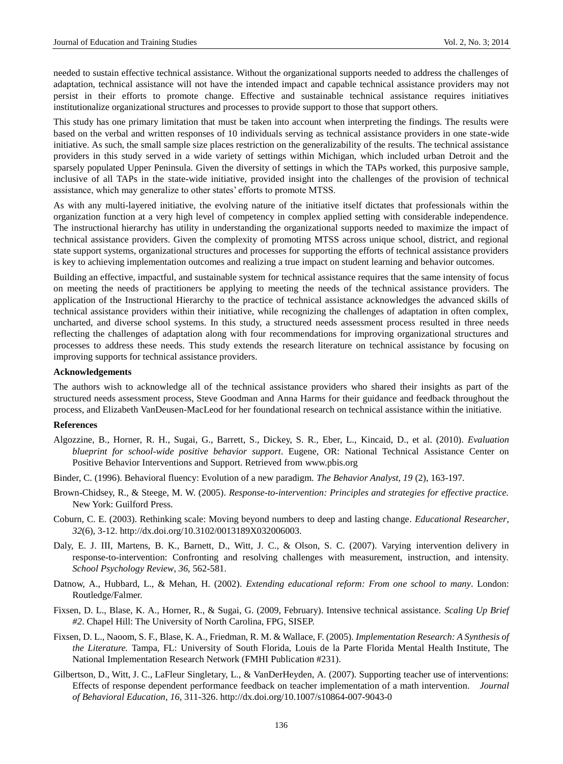needed to sustain effective technical assistance. Without the organizational supports needed to address the challenges of adaptation, technical assistance will not have the intended impact and capable technical assistance providers may not persist in their efforts to promote change. Effective and sustainable technical assistance requires initiatives institutionalize organizational structures and processes to provide support to those that support others.

This study has one primary limitation that must be taken into account when interpreting the findings. The results were based on the verbal and written responses of 10 individuals serving as technical assistance providers in one state-wide initiative. As such, the small sample size places restriction on the generalizability of the results. The technical assistance providers in this study served in a wide variety of settings within Michigan, which included urban Detroit and the sparsely populated Upper Peninsula. Given the diversity of settings in which the TAPs worked, this purposive sample, inclusive of all TAPs in the state-wide initiative, provided insight into the challenges of the provision of technical assistance, which may generalize to other states' efforts to promote MTSS.

As with any multi-layered initiative, the evolving nature of the initiative itself dictates that professionals within the organization function at a very high level of competency in complex applied setting with considerable independence. The instructional hierarchy has utility in understanding the organizational supports needed to maximize the impact of technical assistance providers. Given the complexity of promoting MTSS across unique school, district, and regional state support systems, organizational structures and processes for supporting the efforts of technical assistance providers is key to achieving implementation outcomes and realizing a true impact on student learning and behavior outcomes.

Building an effective, impactful, and sustainable system for technical assistance requires that the same intensity of focus on meeting the needs of practitioners be applying to meeting the needs of the technical assistance providers. The application of the Instructional Hierarchy to the practice of technical assistance acknowledges the advanced skills of technical assistance providers within their initiative, while recognizing the challenges of adaptation in often complex, uncharted, and diverse school systems. In this study, a structured needs assessment process resulted in three needs reflecting the challenges of adaptation along with four recommendations for improving organizational structures and processes to address these needs. This study extends the research literature on technical assistance by focusing on improving supports for technical assistance providers.

**Acknowledgements**

The authors wish to acknowledge all of the technical assistance providers who shared their insights as part of the structured needs assessment process, Steve Goodman and Anna Harms for their guidance and feedback throughout the process, and Elizabeth VanDeusen-MacLeod for her foundational research on technical assistance within the initiative.

**References**

Algozzine, B., Horner, R. H., Sugai, G., Barrett, S., Dickey, S. R., Eber, L., Kincaid, D., et al. (2010). *Evaluation blueprint for school-wide positive behavior support*. Eugene, OR: National Technical Assistance Center on Positive Behavior Interventions and Support. Retrieved from www.pbis.org

Binder, C. (1996). Behavioral fluency: Evolution of a new paradigm. *The Behavior Analyst, 19* (2), 163-197.

Brown-Chidsey, R., & Steege, M. W. (2005). *Response-to-intervention: Principles and strategies for effective practice.* New York: Guilford Press.

Coburn, C. E. (2003). Rethinking scale: Moving beyond numbers to deep and lasting change. *Educational Researcher*, *32*(6), 3-12. http://dx.doi.org/10.3102/0013189X032006003.

Daly, E. J. III, Martens, B. K., Barnett, D., Witt, J. C., & Olson, S. C. (2007). Varying intervention delivery in response-to-intervention: Confronting and resolving challenges with measurement, instruction, and intensity. *School Psychology Review*, *36*, 562-581.

Datnow, A., Hubbard, L., & Mehan, H. (2002). *Extending educational reform: From one school to many*. London: Routledge/Falmer.

Fixsen, D. L., Blase, K. A., Horner, R., & Sugai, G. (2009, February). Intensive technical assistance. *Scaling Up Brief #2*. Chapel Hill: The University of North Carolina, FPG, SISEP.

Fixsen, D. L., Naoom, S. F., Blase, K. A., Friedman, R. M. & Wallace, F. (2005). *Implementation Research: A Synthesis of the Literature.* Tampa, FL: University of South Florida, Louis de la Parte Florida Mental Health Institute, The National Implementation Research Network (FMHI Publication #231).

Gilbertson, D., Witt, J. C., LaFleur Singletary, L., & VanDerHeyden, A. (2007). Supporting teacher use of interventions: Effects of response dependent performance feedback on teacher implementation of a math intervention. *Journal of Behavioral Education*, *16*, 311-326. http://dx.doi.org/10.1007/s10864-007-9043-0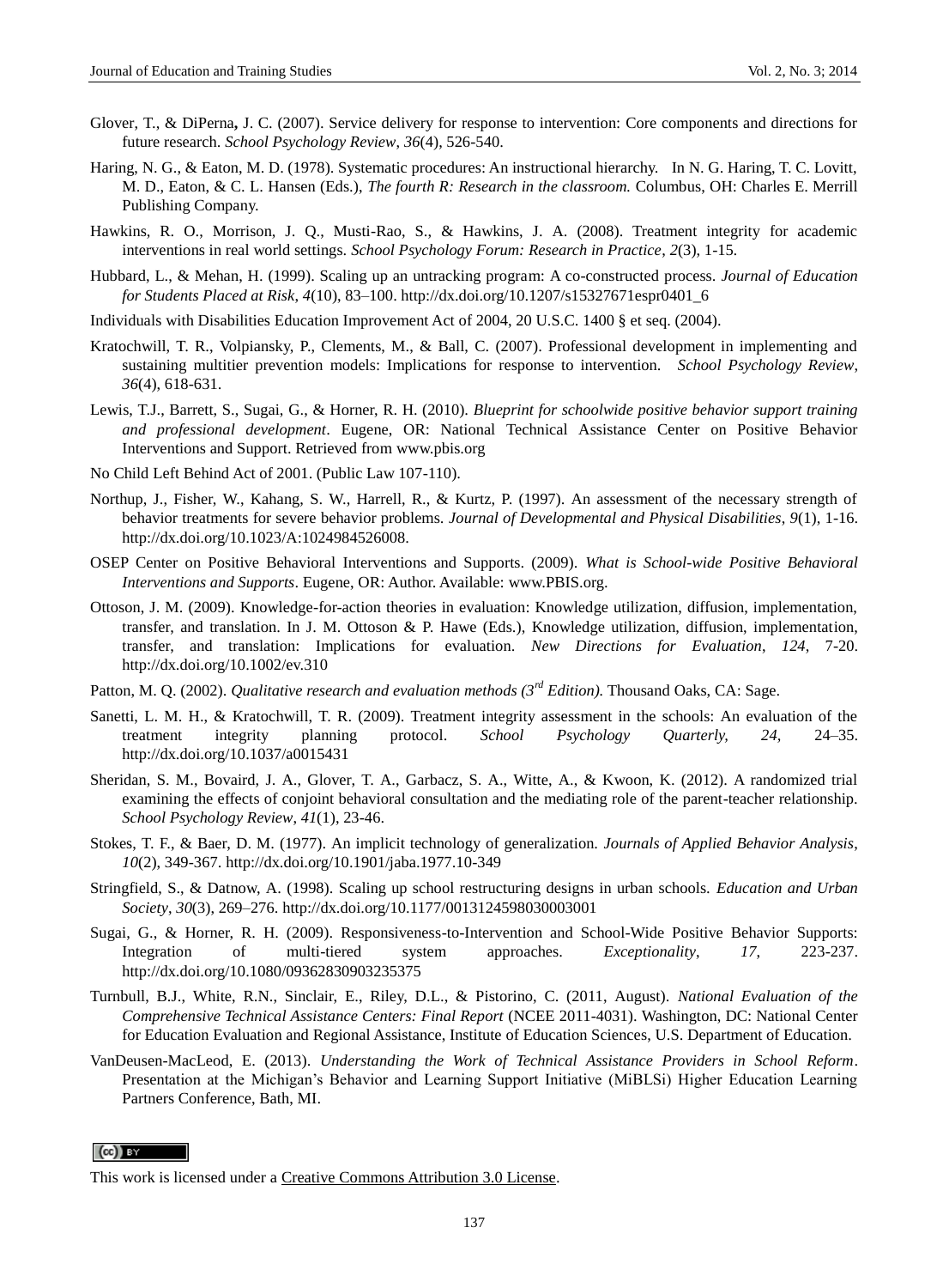Glover, T., & DiPerna, J. C. (2007). Service delivery for response to intervention: Core components and directions for future research. *School Psychology Review*, *36*(4), 526-540.

Haring, N. G., & Eaton, M. D. (1978). Systematic procedures: An instructional hierarchy. In N. G. Haring, T. C. Lovitt, M. D., Eaton, & C. L. Hansen (Eds.), *The fourth R: Research in the classroom.* Columbus, OH: Charles E. Merrill Publishing Company.

Hawkins, R. O., Morrison, J. Q., Musti-Rao, S., & Hawkins, J. A. (2008). Treatment integrity for academic interventions in real world settings. *School Psychology Forum: Research in Practice*, *2*(3), 1-15.

Hubbard, L., & Mehan, H. (1999). Scaling up an untracking program: A co-constructed process. *Journal of Education for Students Placed at Risk*, *4*(10), 83–100. http://dx.doi.org/10.1207/s15327671espr0401_6

Individuals with Disabilities Education Improvement Act of 2004, 20 U.S.C. 1400 § et seq. (2004).

Kratochwill, T. R., Volpiansky, P., Clements, M., & Ball, C. (2007). Professional development in implementing and sustaining multitier prevention models: Implications for response to intervention. *School Psychology Review*, *36*(4), 618-631.

Lewis, T.J., Barrett, S., Sugai, G., & Horner, R. H. (2010). *Blueprint for schoolwide positive behavior support training and professional development*. Eugene, OR: National Technical Assistance Center on Positive Behavior Interventions and Support. Retrieved from www.pbis.org

No Child Left Behind Act of 2001. (Public Law 107-110).

Northup, J., Fisher, W., Kahang, S. W., Harrell, R., & Kurtz, P. (1997). An assessment of the necessary strength of behavior treatments for severe behavior problems. *Journal of Developmental and Physical Disabilities*, *9*(1), 1-16. http://dx.doi.org/10.1023/A:1024984526008.

OSEP Center on Positive Behavioral Interventions and Supports. (2009). *What is School-wide Positive Behavioral Interventions and Supports*. Eugene, OR: Author. Available: www.PBIS.org.

Ottoson, J. M. (2009). Knowledge-for-action theories in evaluation: Knowledge utilization, diffusion, implementation, transfer, and translation. In J. M. Ottoson & P. Hawe (Eds.), Knowledge utilization, diffusion, implementation, transfer, and translation: Implications for evaluation. *New Directions for Evaluation*, *124*, 7-20. http://dx.doi.org/10.1002/ev.310

Patton, M. Q. (2002). *Qualitative research and evaluation methods (3rd Edition).* Thousand Oaks, CA: Sage.

Sanetti, L. M. H., & Kratochwill, T. R. (2009). Treatment integrity assessment in the schools: An evaluation of the treatment integrity planning protocol. *School Psychology Quarterly*, *24*, 24–35. http://dx.doi.org/10.1037/a0015431

Sheridan, S. M., Bovaird, J. A., Glover, T. A., Garbacz, S. A., Witte, A., & Kwoon, K. (2012). A randomized trial examining the effects of conjoint behavioral consultation and the mediating role of the parent-teacher relationship. *School Psychology Review*, *41*(1), 23-46.

Stokes, T. F., & Baer, D. M. (1977). An implicit technology of generalization. *Journals of Applied Behavior Analysis*, *10*(2), 349-367. http://dx.doi.org/10.1901/jaba.1977.10-349

Stringfield, S., & Datnow, A. (1998). Scaling up school restructuring designs in urban schools. *Education and Urban Society*, *30*(3), 269–276. http://dx.doi.org/10.1177/0013124598030003001

Sugai, G., & Horner, R. H. (2009). Responsiveness-to-Intervention and School-Wide Positive Behavior Supports: Integration of multi-tiered system approaches. *Exceptionality*, *17*, 223-237. http://dx.doi.org/10.1080/09362830903235375

Turnbull, B.J., White, R.N., Sinclair, E., Riley, D.L., & Pistorino, C. (2011, August). *National Evaluation of the Comprehensive Technical Assistance Centers: Final Report* (NCEE 2011-4031). Washington, DC: National Center for Education Evaluation and Regional Assistance, Institute of Education Sciences, U.S. Department of Education.

VanDeusen-MacLeod, E. (2013). *Understanding the Work of Technical Assistance Providers in School Reform*. Presentation at the Michigan's Behavior and Learning Support Initiative (MiBLSi) Higher Education Learning Partners Conference, Bath, MI.

This work is licensed under a Creative Commons Attribution 3.0 License.